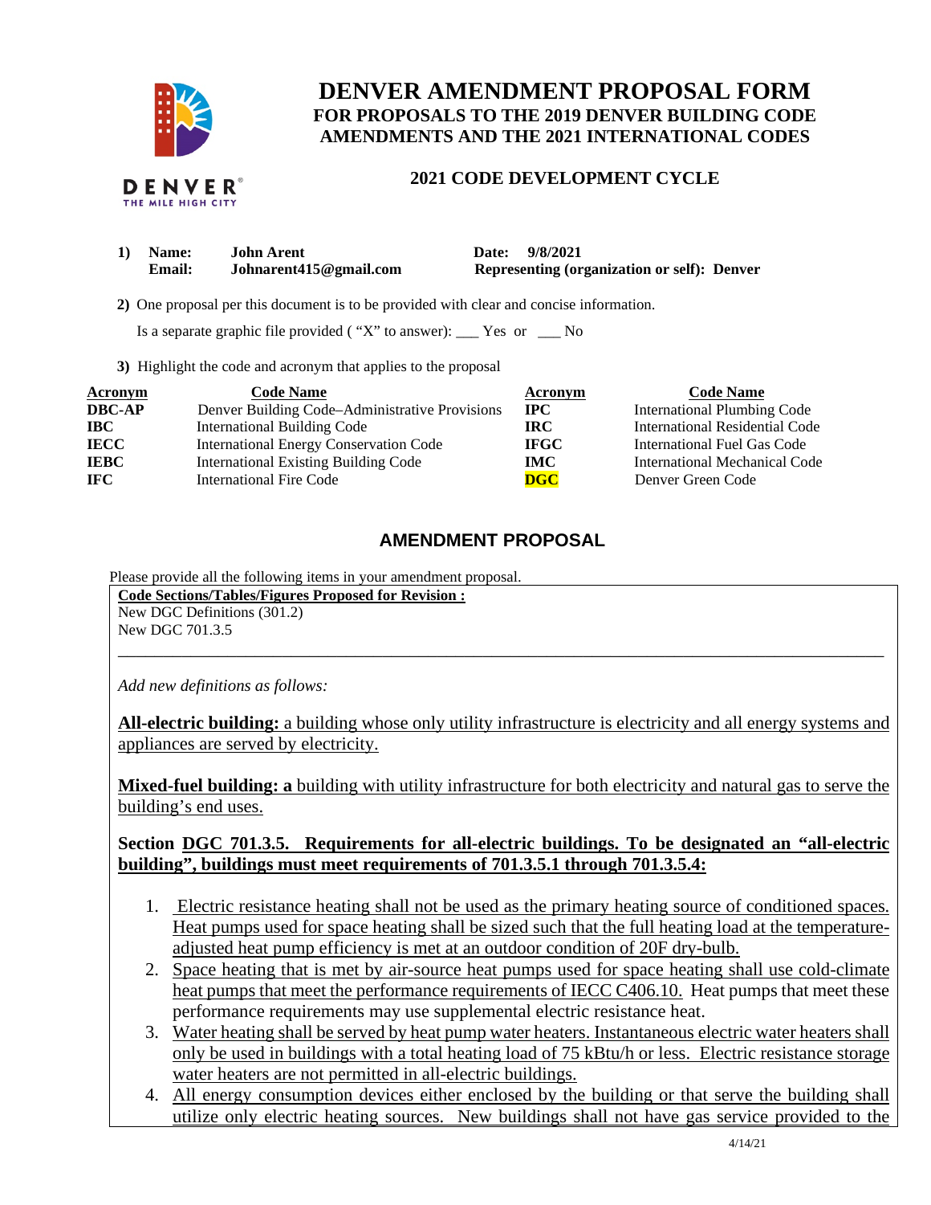# DENVER AMENDMENT PROPOSAL FORM

## FOR PROPOSALS TO THE 2019 DENVER BUILDING CODE AMENDMENTS AND THE 2021 INTERNATIONAL CODES

### 2021 CODE DEVELOPMENT CYCLE

**1) Name:** **John Arent** **Date: 9/8/2021**
**Email:** **Johnarent415@gmail.com** **Representing (organization or self): Denver**

**2)** One proposal per this document is to be provided with clear and concise information.

Is a separate graphic file provided ( "X" to answer): ___ Yes or ___ No

**3)** Highlight the code and acronym that applies to the proposal

| Acronym | Code Name | Acronym | Code Name |
|---|---|---|---|
| **DBC-AP** | Denver Building Code–Administrative Provisions | **IPC** | International Plumbing Code |
| **IBC** | International Building Code | **IRC** | International Residential Code |
| **IECC** | International Energy Conservation Code | **IFGC** | International Fuel Gas Code |
| **IEBC** | International Existing Building Code | **IMC** | International Mechanical Code |
| **IFC** | International Fire Code | **DGC** | Denver Green Code |

## AMENDMENT PROPOSAL

Please provide all the following items in your amendment proposal.

**Code Sections/Tables/Figures Proposed for Revision :**
New DGC Definitions (301.2)
New DGC 701.3.5

---

*Add new definitions as follows:*

**All-electric building:** a building whose only utility infrastructure is electricity and all energy systems and appliances are served by electricity.

**Mixed-fuel building: a** building with utility infrastructure for both electricity and natural gas to serve the building's end uses.

**Section DGC 701.3.5. Requirements for all-electric buildings. To be designated an "all-electric building", buildings must meet requirements of 701.3.5.1 through 701.3.5.4:**

1. Electric resistance heating shall not be used as the primary heating source of conditioned spaces. Heat pumps used for space heating shall be sized such that the full heating load at the temperature-adjusted heat pump efficiency is met at an outdoor condition of 20F dry-bulb.
2. Space heating that is met by air-source heat pumps used for space heating shall use cold-climate heat pumps that meet the performance requirements of IECC C406.10. Heat pumps that meet these performance requirements may use supplemental electric resistance heat.
3. Water heating shall be served by heat pump water heaters. Instantaneous electric water heaters shall only be used in buildings with a total heating load of 75 kBtu/h or less. Electric resistance storage water heaters are not permitted in all-electric buildings.
4. All energy consumption devices either enclosed by the building or that serve the building shall utilize only electric heating sources. New buildings shall not have gas service provided to the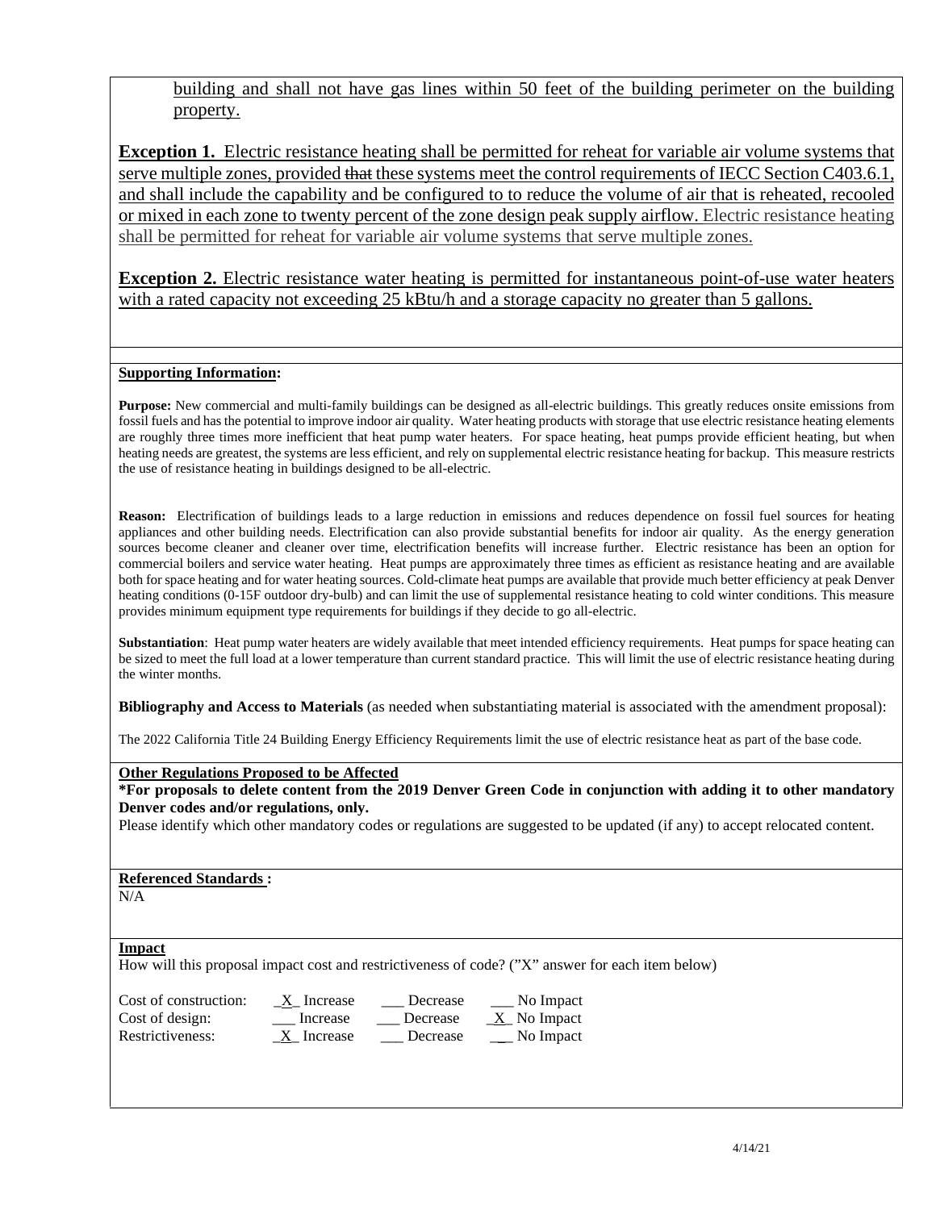building and shall not have gas lines within 50 feet of the building perimeter on the building property.

**Exception 1.** Electric resistance heating shall be permitted for reheat for variable air volume systems that serve multiple zones, provided ~~that~~ these systems meet the control requirements of IECC Section C403.6.1, and shall include the capability and be configured to to reduce the volume of air that is reheated, recooled or mixed in each zone to twenty percent of the zone design peak supply airflow. Electric resistance heating shall be permitted for reheat for variable air volume systems that serve multiple zones.

**Exception 2.** Electric resistance water heating is permitted for instantaneous point-of-use water heaters with a rated capacity not exceeding 25 kBtu/h and a storage capacity no greater than 5 gallons.

**Supporting Information:**

**Purpose:** New commercial and multi-family buildings can be designed as all-electric buildings. This greatly reduces onsite emissions from fossil fuels and has the potential to improve indoor air quality. Water heating products with storage that use electric resistance heating elements are roughly three times more inefficient that heat pump water heaters. For space heating, heat pumps provide efficient heating, but when heating needs are greatest, the systems are less efficient, and rely on supplemental electric resistance heating for backup. This measure restricts the use of resistance heating in buildings designed to be all-electric.

**Reason:** Electrification of buildings leads to a large reduction in emissions and reduces dependence on fossil fuel sources for heating appliances and other building needs. Electrification can also provide substantial benefits for indoor air quality. As the energy generation sources become cleaner and cleaner over time, electrification benefits will increase further. Electric resistance has been an option for commercial boilers and service water heating. Heat pumps are approximately three times as efficient as resistance heating and are available both for space heating and for water heating sources. Cold-climate heat pumps are available that provide much better efficiency at peak Denver heating conditions (0-15F outdoor dry-bulb) and can limit the use of supplemental resistance heating to cold winter conditions. This measure provides minimum equipment type requirements for buildings if they decide to go all-electric.

**Substantiation**: Heat pump water heaters are widely available that meet intended efficiency requirements. Heat pumps for space heating can be sized to meet the full load at a lower temperature than current standard practice. This will limit the use of electric resistance heating during the winter months.

**Bibliography and Access to Materials** (as needed when substantiating material is associated with the amendment proposal):

The 2022 California Title 24 Building Energy Efficiency Requirements limit the use of electric resistance heat as part of the base code.

**Other Regulations Proposed to be Affected**

**\*For proposals to delete content from the 2019 Denver Green Code in conjunction with adding it to other mandatory Denver codes and/or regulations, only.**

Please identify which other mandatory codes or regulations are suggested to be updated (if any) to accept relocated content.

**Referenced Standards :**

N/A

**Impact**

How will this proposal impact cost and restrictiveness of code? ("X" answer for each item below)

| | | | |
|---|---|---|---|
| Cost of construction: | _X_ Increase | ___ Decrease | ___ No Impact |
| Cost of design: | ___ Increase | ___ Decrease | _X_ No Impact |
| Restrictiveness: | _X_ Increase | ___ Decrease | ___ No Impact |